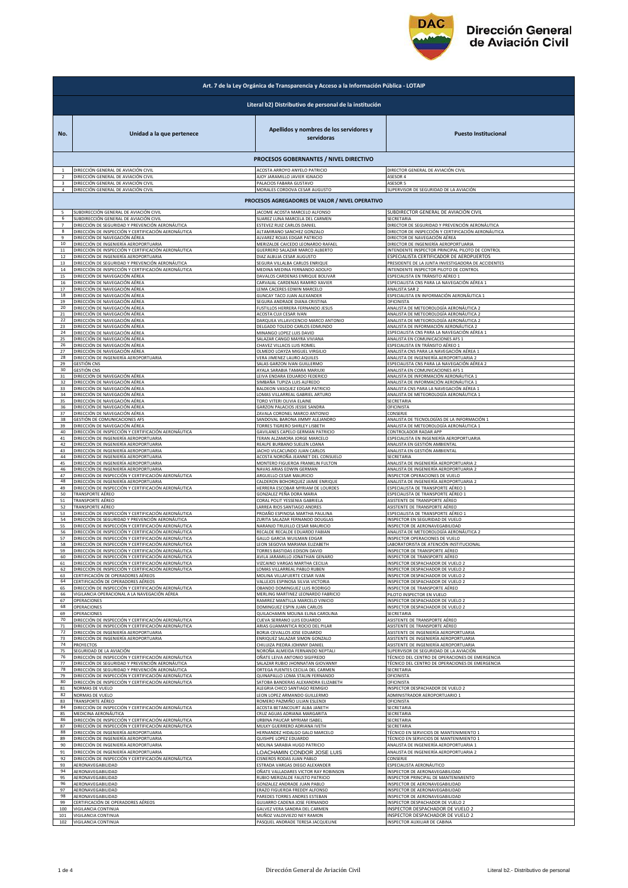# Dirección General de Aviación Civil

| Art. 7 de la Ley Orgánica de Transparencia y Acceso a la Información Pública - LOTAIP | | | |
|---|---|---|---|
| **Literal b2) Distributivo de personal de la institución** | | | |
| **No.** | **Unidad a la que pertenece** | **Apellidos y nombres de los servidores y servidoras** | **Puesto Institucional** |
| **PROCESOS GOBERNANTES / NIVEL DIRECTIVO** | | | |
| 1 | DIRECCIÓN GENERAL DE AVIACIÓN CIVIL | ACOSTA ARROYO ANYELO PATRICIO | DIRECTOR GENERAL DE AVIACIÓN CIVIL |
| 2 | DIRECCIÓN GENERAL DE AVIACIÓN CIVIL | AJOY JARAMILLO JAVIER IGNACIO | ASESOR 4 |
| 3 | DIRECCIÓN GENERAL DE AVIACIÓN CIVIL | PALACIOS FABARA GUSTAVO | ASESOR 5 |
| 4 | DIRECCIÓN GENERAL DE AVIACIÓN CIVIL | MORALES CORDOVA CESAR AUGUSTO | SUPERVISOR DE SEGURIDAD DE LA AVIACIÓN |
| **PROCESOS AGREGADORES DE VALOR / NIVEL OPERATIVO** | | | |
| 5 | SUBDIRECCIÓN GENERAL DE AVIACIÓN CIVIL | JACOME ACOSTA MARCELO ALFONSO | SUBDIRECTOR GENERAL DE AVIACIÓN CIVIL |
| 6 | SUBDIRECCIÓN GENERAL DE AVIACIÓN CIVIL | SUAREZ LUNA MARCELA DEL CARMEN | SECRETARIA |
| 7 | DIRECCIÓN DE SEGURIDAD Y PREVENCIÓN AERONÁUTICA | ESTEVEZ RUIZ CARLOS DANIEL | DIRECTOR DE SEGURIDAD Y PREVENCIÓN AERONÁUTICA |
| 8 | DIRECCIÓN DE INSPECCIÓN Y CERTIFICACIÓN AERONÁUTICA | ALTAMIRANO SANCHEZ GONZALO | DIRECTOR DE INSPECCIÓN Y CERTIFICACIÓN AERONÁUTICA |
| 9 | DIRECCIÓN DE NAVEGACIÓN AÉREA | ALVAREZ ROJAS EDGAR PATRICIO | DIRECTOR DE NAVEGACIÓN AÉREA |
| 10 | DIRECCIÓN DE INGENIERÍA AEROPORTUARIA | MERIZALDE CAICEDO LEONARDO RAFAEL | DIRECTOR DE INGENIERÍA AEROPORTUARIA |
| 11 | DIRECCIÓN DE INSPECCIÓN Y CERTIFICACIÓN AERONÁUTICA | GUERRERO SALAZAR MARCO ALBERTO | INTENDENTE INSPECTOR PRINCIPAL PILOTO DE CONTROL |
| 12 | DIRECCIÓN DE INGENIERÍA AEROPORTUARIA | DIAZ ALBUJA CESAR AUGUSTO | ESPECIALISTA CERTIFICADOR DE AEROPUERTOS |
| 13 | DIRECCIÓN DE SEGURIDAD Y PREVENCIÓN AERONÁUTICA | SEGURA VILLALBA CARLOS ENRIQUE | PRESIDENTE DE LA JUNTA INVESTIGADORA DE ACCIDENTES |
| 14 | DIRECCIÓN DE INSPECCIÓN Y CERTIFICACIÓN AERONÁUTICA | MEDINA MEDINA FERNANDO ADOLFO | INTENDENTE INSPECTOR PILOTO DE CONTROL |
| 15 | DIRECCIÓN DE NAVEGACIÓN AÉREA | DAVALOS CARDENAS ENRIQUE BOLIVAR | ESPECIALISTA EN TRÁNSITO AÉREO 1 |
| 16 | DIRECCIÓN DE NAVEGACIÓN AÉREA | CARVAJAL CARDENAS RAMIRO XAVIER | ESPECIALISTA CNS PARA LA NAVEGACIÓN AÉREA 1 |
| 17 | DIRECCIÓN DE NAVEGACIÓN AÉREA | LEMA CACERES EDWIN MARCELO | ANALISTA SAR 2 |
| 18 | DIRECCIÓN DE NAVEGACIÓN AÉREA | GUNCAY TACO JUAN ALEXANDER | ESPECIALISTA EN INFORMACIÓN AERONÁUTICA 1 |
| 19 | DIRECCIÓN DE NAVEGACIÓN AÉREA | SEGURA ANDRADE DIANA CRISTINA | OFICINISTA |
| 20 | DIRECCIÓN DE NAVEGACIÓN AÉREA | FUSTILLOS HERRERA FERNANDO JESUS | ANALISTA DE METEOROLOGÍA AERONÁUTICA 2 |
| 21 | DIRECCIÓN DE NAVEGACIÓN AÉREA | ACOSTA CUJI CESAR IVAN | ANALISTA DE METEOROLOGÍA AERONÁUTICA 2 |
| 22 | DIRECCIÓN DE NAVEGACIÓN AÉREA | DARQUEA VILLAVICENCIO MARCO ANTONIO | ANALISTA DE METEOROLOGÍA AERONÁUTICA 2 |
| 23 | DIRECCIÓN DE NAVEGACIÓN AÉREA | DELGADO TOLEDO CARLOS EDMUNDO | ANALISTA DE INFORMACIÓN AERONÁUTICA 2 |
| 24 | DIRECCIÓN DE NAVEGACIÓN AÉREA | MINANGO LOPEZ LUIS DAVID | ESPECIALISTA CNS PARA LA NAVEGACIÓN AÉREA 1 |
| 25 | DIRECCIÓN DE NAVEGACIÓN AÉREA | SALAZAR CANGO MAYRA VIVIANA | ANALISTA EN COMUNICACIONES AFS 1 |
| 26 | DIRECCIÓN DE NAVEGACIÓN AÉREA | CHAVEZ VILLACIS LUIS ROMEL | ESPECIALISTA EN TRÁNSITO AÉREO 1 |
| 27 | DIRECCIÓN DE NAVEGACIÓN AÉREA | OLMEDO LOAYZA MIGUEL VIRGILIO | ANALISTA CNS PARA LA NAVEGACIÓN AÉREA 1 |
| 28 | DIRECCIÓN DE INGENIERÍA AEROPORTUARIA | VERA JIMENEZ LAURO AQUILES | ANALISTA DE INGENIERÍA AEROPORTUARIA 2 |
| 29 | GESTIÓN CNS | SALAS GARZON IVAN GUILLERMO | ESPECIALISTA CNS PARA LA NAVEGACIÓN AÉREA 2 |
| 30 | GESTIÓN CNS | AYALA SARABIA TAMARA MARIUXI | ANALISTA EN COMUNICACIONES AFS 1 |
| 31 | DIRECCIÓN DE NAVEGACIÓN AÉREA | LEIVA ENDARA EDUARDO FEDERICO | ANALISTA DE INFORMACIÓN AERONÁUTICA 1 |
| 32 | DIRECCIÓN DE NAVEGACIÓN AÉREA | SIMBAÑA TUPIZA LUIS ALFREDO | ANALISTA DE INFORMACIÓN AERONÁUTICA 1 |
| 33 | DIRECCIÓN DE NAVEGACIÓN AÉREA | BALDEON VASQUEZ EDGAR PATRICIO | ANALISTA CNS PARA LA NAVEGACIÓN AÉREA 1 |
| 34 | DIRECCIÓN DE NAVEGACIÓN AÉREA | LOMAS VILLARREAL GABRIEL ARTURO | ANALISTA DE METEOROLOGÍA AERONÁUTICA 1 |
| 35 | DIRECCIÓN DE NAVEGACIÓN AÉREA | TORO VITERI OLIVIA ELAINE | SECRETARIA |
| 36 | DIRECCIÓN DE NAVEGACIÓN AÉREA | GARZON PALACIOS JESSIE SANDRA | OFICINISTA |
| 37 | DIRECCIÓN DE NAVEGACIÓN AÉREA | ZAVALA CORONEL MARCO ANTONIO | CONSERJE |
| 38 | GESTIÓN DE COMUNICACIONES AFS | SANDOVAL BARONA JIMMY ALEJANDRO | ANALISTA DE TECNOLOGÍAS DE LA INFORMACIÓN 1 |
| 39 | DIRECCIÓN DE NAVEGACIÓN AÉREA | TORRES TIGRERO SHIRLEY LISBETH | ANALISTA DE METEOROLOGÍA AERONÁUTICA 1 |
| 40 | DIRECCIÓN DE INSPECCIÓN Y CERTIFICACIÓN AERONÁUTICA | GAVILANES CAPELO GERMAN PATRICIO | CONTROLADOR RADAR APP |
| 41 | DIRECCIÓN DE INGENIERÍA AEROPORTUARIA | TERAN ALZAMORA JORGE MARCELO | ESPECIALISTA EN INGENIERÍA AEROPORTUARIA |
| 42 | DIRECCIÓN DE INGENIERÍA AEROPORTUARIA | REALPE BURBANO SUELEN LOANA | ANALISTA EN GESTIÓN AMBIENTAL |
| 43 | DIRECCIÓN DE INGENIERÍA AEROPORTUARIA | JACHO VILCACUNDO JUAN CARLOS | ANALISTA EN GESTIÓN AMBIENTAL |
| 44 | DIRECCIÓN DE INGENIERÍA AEROPORTUARIA | ACOSTA NOROÑA JEANNET DEL CONSUELO | SECRETARIA |
| 45 | DIRECCIÓN DE INGENIERÍA AEROPORTUARIA | MONTERO FIGUEROA FRANKLIN FULTON | ANALISTA DE INGENIERÍA AEROPORTUARIA 2 |
| 46 | DIRECCIÓN DE INGENIERÍA AEROPORTUARIA | NAVAS ARIAS EDWIN GERMAN | ANALISTA DE INGENIERÍA AEROPORTUARIA 2 |
| 47 | DIRECCIÓN DE INSPECCIÓN Y CERTIFICACIÓN AERONÁUTICA | ARGUELLO CESAR MAURICIO | INSPECTOR OPERACIONES DE VUELO |
| 48 | DIRECCIÓN DE INGENIERÍA AEROPORTUARIA | CALDERON BOHORQUEZ JAIME ENRIQUE | ANALISTA DE INGENIERÍA AEROPORTUARIA 2 |
| 49 | DIRECCIÓN DE INSPECCIÓN Y CERTIFICACIÓN AERONÁUTICA | HERRERA ESCOBAR MYRIAM DE LOURDES | ESPECIALISTA DE TRANSPORTE AÉREO 1 |
| 50 | TRANSPORTE AÉREO | GONZALEZ PEÑA DORA MARIA | ESPECIALISTA DE TRANSPORTE AÉREO 1 |
| 51 | TRANSPORTE AÉREO | CORAL POLIT YESSENIA GABRIELA | ASISTENTE DE TRANSPORTE AÉREO |
| 52 | TRANSPORTE AÉREO | LARREA RIOS SANTIAGO ANDRES | ASISTENTE DE TRANSPORTE AÉREO |
| 53 | DIRECCIÓN DE INSPECCIÓN Y CERTIFICACIÓN AERONÁUTICA | PROAÑO ESPINOSA MARTHA PAULINA | ESPECIALISTA DE TRANSPORTE AÉREO 1 |
| 54 | DIRECCIÓN DE SEGURIDAD Y PREVENCIÓN AERONÁUTICA | ZURITA SALAZAR FERNANDO DOUGLAS | INSPECTOR EN SEGURIDAD DE VUELO |
| 55 | DIRECCIÓN DE INSPECCIÓN Y CERTIFICACIÓN AERONÁUTICA | NARANJO TRUJILLO CESAR MAURICIO | INSPECTOR DE AERONAVEGABILIDAD |
| 56 | DIRECCIÓN DE INSPECCIÓN Y CERTIFICACIÓN AERONÁUTICA | RECALDE RECALDE EDUARDO FABIAN | ANALISTA DE METEOROLOGÍA AERONÁUTICA 2 |
| 57 | DIRECCIÓN DE INSPECCIÓN Y CERTIFICACIÓN AERONÁUTICA | GALLO GARCIA WUILMAN EDGAR | INSPECTOR OPERACIONES DE VUELO |
| 58 | DIRECCIÓN DE INSPECCIÓN Y CERTIFICACIÓN AERONÁUTICA | LEON SEGOVIA MARIANA ELIZABETH | LABORATORISTA DE ATENCIÓN INSTITUCIONAL |
| 59 | DIRECCIÓN DE INSPECCIÓN Y CERTIFICACIÓN AERONÁUTICA | TORRES BASTIDAS EDISON DAVID | INSPECTOR DE TRANSPORTE AÉREO |
| 60 | DIRECCIÓN DE INSPECCIÓN Y CERTIFICACIÓN AERONÁUTICA | AVILA JARAMILLO JONATHAN GENARO | INSPECTOR DE TRANSPORTE AÉREO |
| 61 | DIRECCIÓN DE INSPECCIÓN Y CERTIFICACIÓN AERONÁUTICA | VIZCAINO VARGAS MARTHA CECILIA | INSPECTOR DESPACHADOR DE VUELO 2 |
| 62 | DIRECCIÓN DE INSPECCIÓN Y CERTIFICACIÓN AERONÁUTICA | LOMAS VILLARREAL PABLO RUBEN | INSPECTOR DESPACHADOR DE VUELO 2 |
| 63 | CERTIFICACIÓN DE OPERADORES AÉREOS | MOLINA VILLAFUERTE CESAR IVAN | INSPECTOR DESPACHADOR DE VUELO 2 |
| 64 | CERTIFICACIÓN DE OPERADORES AÉREOS | VALLEJOS ESPINOSA SILVIA VICTORIA | INSPECTOR DESPACHADOR DE VUELO 2 |
| 65 | DIRECCIÓN DE INSPECCIÓN Y CERTIFICACIÓN AERONÁUTICA | OBANDO DOMINGUEZ LUIS RODRIGO | INSPECTOR DE TRANSPORTE AÉREO |
| 66 | VIGILANCIA OPERACIONAL A LA NAVEGACIÓN AÉREA | MERLING MARTINEZ LEONARDO FABRICIO | PILOTO INSPECTOR EN VUELO |
| 67 | OPERACIONES | RAMIREZ MANTILLA MARCELO VINICIO | INSPECTOR DESPACHADOR DE VUELO 2 |
| 68 | OPERACIONES | DOMINGUEZ ESPIN JUAN CARLOS | INSPECTOR DESPACHADOR DE VUELO 2 |
| 69 | OPERACIONES | QUILACHAMIN MOLINA ELINA CAROLINA | SECRETARIA |
| 70 | DIRECCIÓN DE INSPECCIÓN Y CERTIFICACIÓN AERONÁUTICA | CUEVA SERRANO LUIS EDUARDO | ASISTENTE DE TRANSPORTE AÉREO |
| 71 | DIRECCIÓN DE INSPECCIÓN Y CERTIFICACIÓN AERONÁUTICA | ARIAS GUAMANTICA ROCIO DEL PILAR | ASISTENTE DE TRANSPORTE AÉREO |
| 72 | DIRECCIÓN DE INGENIERÍA AEROPORTUARIA | BORJA CEVALLOS JOSE EDUARDO | ASISTENTE DE INGENIERÍA AEROPORTUARIA |
| 73 | DIRECCIÓN DE INGENIERÍA AEROPORTUARIA | ENRIQUEZ SALAZAR SIMON GONZALO | ASISTENTE DE INGENIERÍA AEROPORTUARIA |
| 74 | PROYECTOS | CHILUIZA PIEDRA JOHNNY DANIEL | ASISTENTE DE INGENIERÍA AEROPORTUARIA |
| 75 | SEGURIDAD DE LA AVIACIÓN | NOROÑA ALMEIDA FERNANDO NEPTALI | SUPERVISOR DE SEGURIDAD DE LA AVIACIÓN |
| 76 | DIRECCIÓN DE INSPECCIÓN Y CERTIFICACIÓN AERONÁUTICA | OÑATE LEIVA ANTONIO SIGIFREDO | TÉCNICO DEL CENTRO DE OPERACIONES DE EMERGENCIA |
| 77 | DIRECCIÓN DE SEGURIDAD Y PREVENCIÓN AERONÁUTICA | SALAZAR RUBIO JHONNATAN GIOVANNY | TÉCNICO DEL CENTRO DE OPERACIONES DE EMERGENCIA |
| 78 | DIRECCIÓN DE SEGURIDAD Y PREVENCIÓN AERONÁUTICA | ORTEGA FUENTES CECILIA DEL CARMEN | SECRETARIA |
| 79 | DIRECCIÓN DE INSPECCIÓN Y CERTIFICACIÓN AERONÁUTICA | QUINAPALLO LOMA STALIN FERNANDO | OFICINISTA |
| 80 | DIRECCIÓN DE INSPECCIÓN Y CERTIFICACIÓN AERONÁUTICA | SATOBA BANDERAS ALEXANDRA ELIZABETH | OFICINISTA |
| 81 | NORMAS DE VUELO | ALEGRIA CHICO SANTIAGO REMIGIO | INSPECTOR DESPACHADOR DE VUELO 2 |
| 82 | NORMAS DE VUELO | LEON LOPEZ ARMANDO GUILLERMO | ADMINISTRADOR AEROPORTUARIO 1 |
| 83 | TRANSPORTE AÉREO | ROMERO PAZMIÑO LILIAN ESLENDI | OFICINISTA |
| 84 | DIRECCIÓN DE INSPECCIÓN Y CERTIFICACIÓN AERONÁUTICA | ACOSTA BETANCOURT ALBA JANETH | SECRETARIA |
| 85 | MEDICINA AERONÁUTICA | CRUZ AGUAS ADRIANA MARGARITA | SECRETARIA |
| 86 | DIRECCIÓN DE INSPECCIÓN Y CERTIFICACIÓN AERONÁUTICA | URBINA PAUCAR MYRIAM ISABEL | SECRETARIA |
| 87 | DIRECCIÓN DE INSPECCIÓN Y CERTIFICACIÓN AERONÁUTICA | MULKY GUERRERO ADRIANA IVETH | SECRETARIA |
| 88 | DIRECCIÓN DE INGENIERÍA AEROPORTUARIA | HERNANDEZ HIDALGO GALO MARCELO | TÉCNICO EN SERVICIOS DE MANTENIMIENTO 1 |
| 89 | DIRECCIÓN DE INGENIERÍA AEROPORTUARIA | QUISHPE LOPEZ EDUARDO | TÉCNICO EN SERVICIOS DE MANTENIMIENTO 1 |
| 90 | DIRECCIÓN DE INGENIERÍA AEROPORTUARIA | MOLINA SARABIA HUGO PATRICIO | ANALISTA DE INGENIERÍA AEROPORTUARIA 1 |
| 91 | DIRECCIÓN DE INGENIERÍA AEROPORTUARIA | LOACHAMIN CONDOR JOSE LUIS | ANALISTA DE INGENIERÍA AEROPORTUARIA 2 |
| 92 | DIRECCIÓN DE INSPECCIÓN Y CERTIFICACIÓN AERONÁUTICA | CISNEROS RODAS JUAN PABLO | CONSERJE |
| 93 | AERONAVEGABILIDAD | ESTRADA VARGAS DIEGO ALEJANDRO | ESPECIALISTA AERONÁUTICO |
| 94 | AERONAVEGABILIDAD | OÑATE VALLADARES VICTOR RAY ROBINSON | INSPECTOR DE AERONAVEGABILIDAD |
| 95 | AERONAVEGABILIDAD | RUBIO MERIZALDE FAUSTO PATRICIO | INSPECTOR PRINCIPAL DE MANTENIMIENTO |
| 96 | AERONAVEGABILIDAD | GONZALEZ ANDRADE JUAN PABLO | INSPECTOR DE AERONAVEGABILIDAD |
| 97 | AERONAVEGABILIDAD | ERAZO FIGUEROA FREDDY ALFONSO | INSPECTOR DE AERONAVEGABILIDAD |
| 98 | AERONAVEGABILIDAD | PAREDES TORRES ANDRES ESTEBAN | INSPECTOR DE AERONAVEGABILIDAD |
| 99 | CERTIFICACIÓN DE OPERADORES AÉREOS | GUIJARRO CADENA JOSE FERNANDO | INSPECTOR DESPACHADOR DE VUELO 2 |
| 100 | VIGILANCIA CONTINUA | GALVEZ VERA SANDRA DEL CARMEN | INSPECTOR DESPACHADOR DE VUELO 2 |
| 101 | VIGILANCIA CONTINUA | MUÑOZ VALDIVIEZO NEY RAMON | INSPECTOR DESPACHADOR DE VUELO 2 |
| 102 | VIGILANCIA CONTINUA | PASQUEL ANDRADE TERESA JACQUELINE | INSPECTOR AUXILIAR DE CABINA |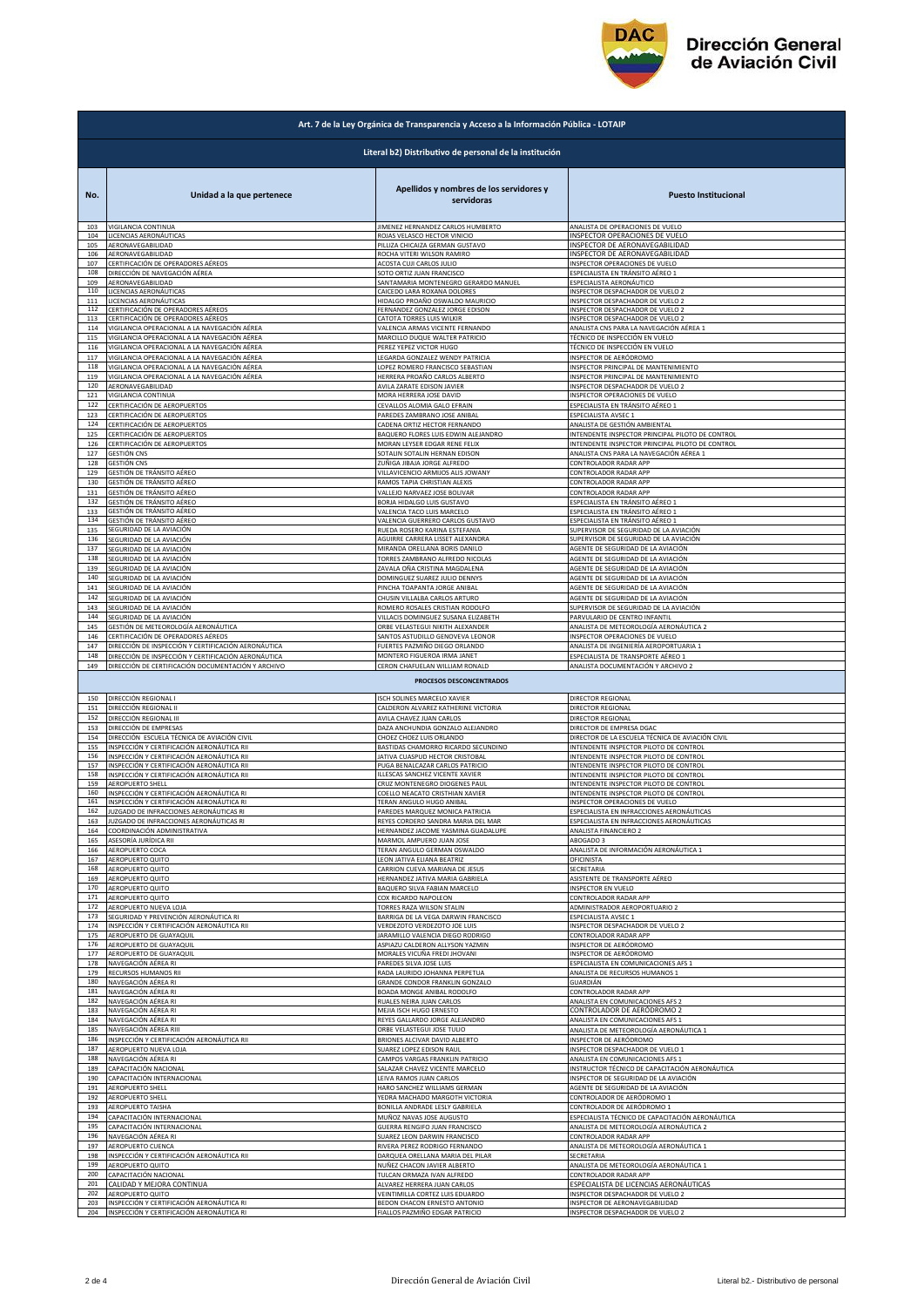## Art. 7 de la Ley Orgánica de Transparencia y Acceso a la Información Pública - LOTAIP

### Literal b2) Distributivo de personal de la institución

| No. | Unidad a la que pertenece | Apellidos y nombres de los servidores y servidoras | Puesto Institucional |
|---|---|---|---|
| 103 | VIGILANCIA CONTINUA | JIMENEZ HERNANDEZ CARLOS HUMBERTO | ANALISTA DE OPERACIONES DE VUELO |
| 104 | LICENCIAS AERONÁUTICAS | ROJAS VELASCO HECTOR VINICIO | INSPECTOR OPERACIONES DE VUELO |
| 105 | AERONAVEGABILIDAD | PILLIZA CHICAIZA GERMAN GUSTAVO | INSPECTOR DE AERONAVEGABILIDAD |
| 106 | AERONAVEGABILIDAD | ROCHA VITERI WILSON RAMIRO | INSPECTOR DE AERONAVEGABILIDAD |
| 107 | CERTIFICACIÓN DE OPERADORES AÉREOS | ACOSTA CUJI CARLOS JULIO | INSPECTOR OPERACIONES DE VUELO |
| 108 | DIRECCIÓN DE NAVEGACIÓN AÉREA | SOTO ORTIZ JUAN FRANCISCO | ESPECIALISTA EN TRÁNSITO AÉREO 1 |
| 109 | AERONAVEGABILIDAD | SANTAMARIA MONTENEGRO GERARDO MANUEL | ESPECIALISTA AERONÁUTICO |
| 110 | LICENCIAS AERONÁUTICAS | CAICEDO LARA ROXANA DOLORES | INSPECTOR DESPACHADOR DE VUELO 2 |
| 111 | LICENCIAS AERONÁUTICAS | HIDALGO PROAÑO OSWALDO MAURICIO | INSPECTOR DESPACHADOR DE VUELO 2 |
| 112 | CERTIFICACIÓN DE OPERADORES AÉREOS | FERNANDEZ GONZALEZ JORGE EDISON | INSPECTOR DESPACHADOR DE VUELO 2 |
| 113 | CERTIFICACIÓN DE OPERADORES AÉREOS | CATOTA TORRES LUIS WILKIR | INSPECTOR DESPACHADOR DE VUELO 2 |
| 114 | VIGILANCIA OPERACIONAL A LA NAVEGACIÓN AÉREA | VALENCIA ARMAS VICENTE FERNANDO | ANALISTA CNS PARA LA NAVEGACIÓN AÉREA 1 |
| 115 | VIGILANCIA OPERACIONAL A LA NAVEGACIÓN AÉREA | MARCILLO DUQUE WALTER PATRICIO | TÉCNICO DE INSPECCIÓN EN VUELO |
| 116 | VIGILANCIA OPERACIONAL A LA NAVEGACIÓN AÉREA | PEREZ YEPEZ VICTOR HUGO | TÉCNICO DE INSPECCIÓN EN VUELO |
| 117 | VIGILANCIA OPERACIONAL A LA NAVEGACIÓN AÉREA | LEGARDA GONZALEZ WENDY PATRICIA | INSPECTOR DE AERÓDROMO |
| 118 | VIGILANCIA OPERACIONAL A LA NAVEGACIÓN AÉREA | LOPEZ ROMERO FRANCISCO SEBASTIAN | INSPECTOR PRINCIPAL DE MANTENIMIENTO |
| 119 | VIGILANCIA OPERACIONAL A LA NAVEGACIÓN AÉREA | HERRERA PROAÑO CARLOS ALBERTO | INSPECTOR PRINCIPAL DE MANTENIMIENTO |
| 120 | AERONAVEGABILIDAD | AVILA ZARATE EDISON JAVIER | INSPECTOR DESPACHADOR DE VUELO 2 |
| 121 | VIGILANCIA CONTINUA | MORA HERRERA JOSE DAVID | INSPECTOR OPERACIONES DE VUELO |
| 122 | CERTIFICACIÓN DE AEROPUERTOS | CEVALLOS ALOMIA GALO EFRAIN | ESPECIALISTA EN TRÁNSITO AÉREO 1 |
| 123 | CERTIFICACIÓN DE AEROPUERTOS | PAREDES ZAMBRANO JOSE ANIBAL | ESPECIALISTA AVSEC 1 |
| 124 | CERTIFICACIÓN DE AEROPUERTOS | CADENA ORTIZ HECTOR FERNANDO | ANALISTA DE GESTIÓN AMBIENTAL |
| 125 | CERTIFICACIÓN DE AEROPUERTOS | BAQUERO FLORES LUIS EDWIN ALEJANDRO | INTENDENTE INSPECTOR PRINCIPAL PILOTO DE CONTROL |
| 126 | CERTIFICACIÓN DE AEROPUERTOS | MORAN LEYSER EDGAR RENE FELIX | INTENDENTE INSPECTOR PRINCIPAL PILOTO DE CONTROL |
| 127 | GESTIÓN CNS | SOTALIN SOTALIN HERNAN EDISON | ANALISTA CNS PARA LA NAVEGACIÓN AÉREA 1 |
| 128 | GESTIÓN CNS | ZUÑIGA JIBAJA JORGE ALFREDO | CONTROLADOR RADAR APP |
| 129 | GESTIÓN DE TRÁNSITO AÉREO | VILLAVICENCIO ARMIJOS ALIS JOWANY | CONTROLADOR RADAR APP |
| 130 | GESTIÓN DE TRÁNSITO AÉREO | RAMOS TAPIA CHRISTIAN ALEXIS | CONTROLADOR RADAR APP |
| 131 | GESTIÓN DE TRÁNSITO AÉREO | VALLEJO NARVAEZ JOSE BOLIVAR | CONTROLADOR RADAR APP |
| 132 | GESTIÓN DE TRÁNSITO AÉREO | BORJA HIDALGO LUIS GUSTAVO | ESPECIALISTA EN TRÁNSITO AÉREO 1 |
| 133 | GESTIÓN DE TRÁNSITO AÉREO | VALENCIA TACO LUIS MARCELO | ESPECIALISTA EN TRÁNSITO AÉREO 1 |
| 134 | GESTIÓN DE TRÁNSITO AÉREO | VALENCIA GUERRERO CARLOS GUSTAVO | ESPECIALISTA EN TRÁNSITO AÉREO 1 |
| 135 | SEGURIDAD DE LA AVIACIÓN | RUEDA ROSERO KARINA ESTEFANIA | SUPERVISOR DE SEGURIDAD DE LA AVIACIÓN |
| 136 | SEGURIDAD DE LA AVIACIÓN | AGUIRRE CARRERA LISSET ALEXANDRA | SUPERVISOR DE SEGURIDAD DE LA AVIACIÓN |
| 137 | SEGURIDAD DE LA AVIACIÓN | MIRANDA ORELLANA BORIS DANILO | AGENTE DE SEGURIDAD DE LA AVIACIÓN |
| 138 | SEGURIDAD DE LA AVIACIÓN | TORRES ZAMBRANO ALFREDO NICOLAS | AGENTE DE SEGURIDAD DE LA AVIACIÓN |
| 139 | SEGURIDAD DE LA AVIACIÓN | ZAVALA OÑA CRISTINA MAGDALENA | AGENTE DE SEGURIDAD DE LA AVIACIÓN |
| 140 | SEGURIDAD DE LA AVIACIÓN | DOMINGUEZ SUAREZ JULIO DENNYS | AGENTE DE SEGURIDAD DE LA AVIACIÓN |
| 141 | SEGURIDAD DE LA AVIACIÓN | PINCHA TOAPANTA JORGE ANIBAL | AGENTE DE SEGURIDAD DE LA AVIACIÓN |
| 142 | SEGURIDAD DE LA AVIACIÓN | CHUSIN VILLALBA CARLOS ARTURO | AGENTE DE SEGURIDAD DE LA AVIACIÓN |
| 143 | SEGURIDAD DE LA AVIACIÓN | ROMERO ROSALES CRISTIAN RODOLFO | SUPERVISOR DE SEGURIDAD DE LA AVIACIÓN |
| 144 | SEGURIDAD DE LA AVIACIÓN | VILLACIS DOMINGUEZ SUSANA ELIZABETH | PARVULARIO DE CENTRO INFANTIL |
| 145 | GESTIÓN DE METEOROLOGÍA AERONÁUTICA | ORBE VELASTEGUI NIKITH ALEXANDER | ANALISTA DE METEOROLOGÍA AERONÁUTICA 2 |
| 146 | CERTIFICACIÓN DE OPERADORES AÉREOS | SANTOS ASTUDILLO GENOVEVA LEONOR | INSPECTOR OPERACIONES DE VUELO |
| 147 | DIRECCIÓN DE INSPECCIÓN Y CERTIFICACIÓN AERONÁUTICA | FUERTES PAZMIÑO DIEGO ORLANDO | ANALISTA DE INGENIERÍA AEROPORTUARIA 1 |
| 148 | DIRECCIÓN DE INSPECCIÓN Y CERTIFICACIÓN AERONÁUTICA | MONTERO FIGUEROA IRMA JANET | ESPECIALISTA DE TRANSPORTE AÉREO 1 |
| 149 | DIRECCIÓN DE CERTIFICACIÓN DOCUMENTACIÓN Y ARCHIVO | CERON CHAFUELAN WILLIAM RONALD | ANALISTA DOCUMENTACIÓN Y ARCHIVO 2 |
| | **PROCESOS DESCONCENTRADOS** | | |
| 150 | DIRECCIÓN REGIONAL I | ISCH SOLINES MARCELO XAVIER | DIRECTOR REGIONAL |
| 151 | DIRECCIÓN REGIONAL II | CALDERON ALVAREZ KATHERINE VICTORIA | DIRECTOR REGIONAL |
| 152 | DIRECCIÓN REGIONAL III | AVILA CHAVEZ JUAN CARLOS | DIRECTOR REGIONAL |
| 153 | DIRECCIÓN DE EMPRESAS | DAZA ANCHUNDIA GONZALO ALEJANDRO | DIRECTOR DE EMPRESA DGAC |
| 154 | DIRECCIÓN ESCUELA TÉCNICA DE AVIACIÓN CIVIL | CHOEZ CHOEZ LUIS ORLANDO | DIRECTOR DE LA ESCUELA TÉCNICA DE AVIACIÓN CIVIL |
| 155 | INSPECCIÓN Y CERTIFICACIÓN AERONÁUTICA RII | BASTIDAS CHAMORRO RICARDO SECUNDINO | INTENDENTE INSPECTOR PILOTO DE CONTROL |
| 156 | INSPECCIÓN Y CERTIFICACIÓN AERONÁUTICA RII | JATIVA CUASPUD HECTOR CRISTOBAL | INTENDENTE INSPECTOR PILOTO DE CONTROL |
| 157 | INSPECCIÓN Y CERTIFICACIÓN AERONÁUTICA RII | PUGA BENALCAZAR CARLOS PATRICIO | INTENDENTE INSPECTOR PILOTO DE CONTROL |
| 158 | INSPECCIÓN Y CERTIFICACIÓN AERONÁUTICA RII | ILLESCAS SANCHEZ VICENTE XAVIER | INTENDENTE INSPECTOR PILOTO DE CONTROL |
| 159 | AEROPUERTO SHELL | CRUZ MONTENEGRO DIOGENES PAUL | INTENDENTE INSPECTOR PILOTO DE CONTROL |
| 160 | INSPECCIÓN Y CERTIFICACIÓN AERONÁUTICA RI | COELLO NEACATO CRISTHIAN XAVIER | INTENDENTE INSPECTOR PILOTO DE CONTROL |
| 161 | INSPECCIÓN Y CERTIFICACIÓN AERONÁUTICA RI | TERAN ANGULO HUGO ANIBAL | INSPECTOR OPERACIONES DE VUELO |
| 162 | JUZGADO DE INFRACCIONES AERONÁUTICAS RI | PAREDES MARQUEZ MONICA PATRICIA | ESPECIALISTA EN INFRACCIONES AERONÁUTICAS |
| 163 | JUZGADO DE INFRACCIONES AERONÁUTICAS RI | REYES CORDERO SANDRA MARIA DEL MAR | ESPECIALISTA EN INFRACCIONES AERONÁUTICAS |
| 164 | COORDINACIÓN ADMINISTRATIVA | HERNANDEZ JACOME YASMINA GUADALUPE | ANALISTA FINANCIERO 2 |
| 165 | ASESORÍA JURÍDICA RII | MARMOL AMPUERO JUAN JOSE | ABOGADO 3 |
| 166 | AEROPUERTO COCA | TERAN ANGULO GERMAN OSWALDO | ANALISTA DE INFORMACIÓN AERONÁUTICA 1 |
| 167 | AEROPUERTO QUITO | LEON JATIVA ELIANA BEATRIZ | OFICINISTA |
| 168 | AEROPUERTO QUITO | CARRION CUEVA MARIANA DE JESUS | SECRETARIA |
| 169 | AEROPUERTO QUITO | HERNANDEZ JATIVA MARIA GABRIELA | ASISTENTE DE TRANSPORTE AÉREO |
| 170 | AEROPUERTO QUITO | BAQUERO SILVA FABIAN MARCELO | INSPECTOR EN VUELO |
| 171 | AEROPUERTO QUITO | COX RICARDO NAPOLEON | CONTROLADOR RADAR APP |
| 172 | AEROPUERTO NUEVA LOJA | TORRES RAZA WILSON STALIN | ADMINISTRADOR AEROPORTUARIO 2 |
| 173 | SEGURIDAD Y PREVENCIÓN AERONÁUTICA RI | BARRIGA DE LA VEGA DARWIN FRANCISCO | ESPECIALISTA AVSEC 1 |
| 174 | INSPECCIÓN Y CERTIFICACIÓN AERONÁUTICA RII | VERDEZOTO VERDEZOTO JOE LUIS | INSPECTOR DESPACHADOR DE VUELO 2 |
| 175 | AEROPUERTO DE GUAYAQUIL | JARAMILLO VALENCIA DIEGO RODRIGO | CONTROLADOR RADAR APP |
| 176 | AEROPUERTO DE GUAYAQUIL | ASPIAZU CALDERON ALLYSON YAZMIN | INSPECTOR DE AERÓDROMO |
| 177 | AEROPUERTO DE GUAYAQUIL | MORALES VICUÑA FREDI JHOVANI | INSPECTOR DE AERÓDROMO |
| 178 | NAVEGACIÓN AÉREA RI | PAREDES SILVA JOSE LUIS | ESPECIALISTA EN COMUNICACIONES AFS 1 |
| 179 | RECURSOS HUMANOS RII | RADA LAURIDO JOHANNA PERPETUA | ANALISTA DE RECURSOS HUMANOS 1 |
| 180 | NAVEGACIÓN AÉREA RI | GRANDE CONDOR FRANKLIN GONZALO | GUARDIÁN |
| 181 | NAVEGACIÓN AÉREA RI | BOADA MONGE ANIBAL RODOLFO | CONTROLADOR RADAR APP |
| 182 | NAVEGACIÓN AÉREA RI | RUALES NEIRA JUAN CARLOS | ANALISTA EN COMUNICACIONES AFS 2 |
| 183 | NAVEGACIÓN AÉREA RI | MEJIA ISCH HUGO ERNESTO | CONTROLADOR DE AERÓDROMO 2 |
| 184 | NAVEGACIÓN AÉREA RI | REYES GALLARDO JORGE ALEJANDRO | ANALISTA EN COMUNICACIONES AFS 1 |
| 185 | NAVEGACIÓN AÉREA RIII | ORBE VELASTEGUI JOSE TULIO | ANALISTA DE METEOROLOGÍA AERONÁUTICA 1 |
| 186 | INSPECCIÓN Y CERTIFICACIÓN AERONÁUTICA RII | BRIONES ALCIVAR DAVID ALBERTO | INSPECTOR DE AERÓDROMO |
| 187 | AEROPUERTO NUEVA LOJA | SUAREZ LOPEZ EDISON RAUL | INSPECTOR DESPACHADOR DE VUELO 1 |
| 188 | NAVEGACIÓN AÉREA RI | CAMPOS VARGAS FRANKLIN PATRICIO | ANALISTA EN COMUNICACIONES AFS 1 |
| 189 | CAPACITACIÓN NACIONAL | SALAZAR CHAVEZ VICENTE MARCELO | INSTRUCTOR TÉCNICO DE CAPACITACIÓN AERONÁUTICA |
| 190 | CAPACITACIÓN INTERNACIONAL | LEIVA RAMOS JUAN CARLOS | INSPECTOR DE SEGURIDAD DE LA AVIACIÓN |
| 191 | AEROPUERTO SHELL | HARO SANCHEZ WILLIAMS GERMAN | AGENTE DE SEGURIDAD DE LA AVIACIÓN |
| 192 | AEROPUERTO SHELL | YEDRA MACHADO MARGOTH VICTORIA | CONTROLADOR DE AERÓDROMO 1 |
| 193 | AEROPUERTO TAISHA | BONILLA ANDRADE LESLY GABRIELA | CONTROLADOR DE AERÓDROMO 1 |
| 194 | CAPACITACIÓN INTERNACIONAL | MUÑOZ NAVAS JOSE AUGUSTO | ESPECIALISTA TÉCNICO DE CAPACITACIÓN AERONÁUTICA |
| 195 | CAPACITACIÓN INTERNACIONAL | GUERRA RENGIFO JUAN FRANCISCO | ANALISTA DE METEOROLOGÍA AERONÁUTICA 2 |
| 196 | NAVEGACIÓN AÉREA RI | SUAREZ LEON DARWIN FRANCISCO | CONTROLADOR RADAR APP |
| 197 | AEROPUERTO CUENCA | RIVERA PEREZ RODRIGO FERNANDO | ANALISTA DE METEOROLOGÍA AERONÁUTICA 1 |
| 198 | INSPECCIÓN Y CERTIFICACIÓN AERONÁUTICA RII | DARQUEA ORELLANA MARIA DEL PILAR | SECRETARIA |
| 199 | AEROPUERTO QUITO | NUÑEZ CHACON JAVIER ALBERTO | ANALISTA DE METEOROLOGÍA AERONÁUTICA 1 |
| 200 | CAPACITACIÓN NACIONAL | TULCAN ORMAZA IVAN ALFREDO | CONTROLADOR RADAR APP |
| 201 | CALIDAD Y MEJORA CONTINUA | ALVAREZ HERRERA JUAN CARLOS | ESPECIALISTA DE LICENCIAS AERONÁUTICAS |
| 202 | AEROPUERTO QUITO | VEINTIMILLA CORTEZ LUIS EDUARDO | INSPECTOR DESPACHADOR DE VUELO 2 |
| 203 | INSPECCIÓN Y CERTIFICACIÓN AERONÁUTICA RI | BEDON CHACON ERNESTO ANTONIO | INSPECTOR DE AERONAVEGABILIDAD |
| 204 | INSPECCIÓN Y CERTIFICACIÓN AERONÁUTICA RI | FIALLOS PAZMIÑO EDGAR PATRICIO | INSPECTOR DESPACHADOR DE VUELO 2 |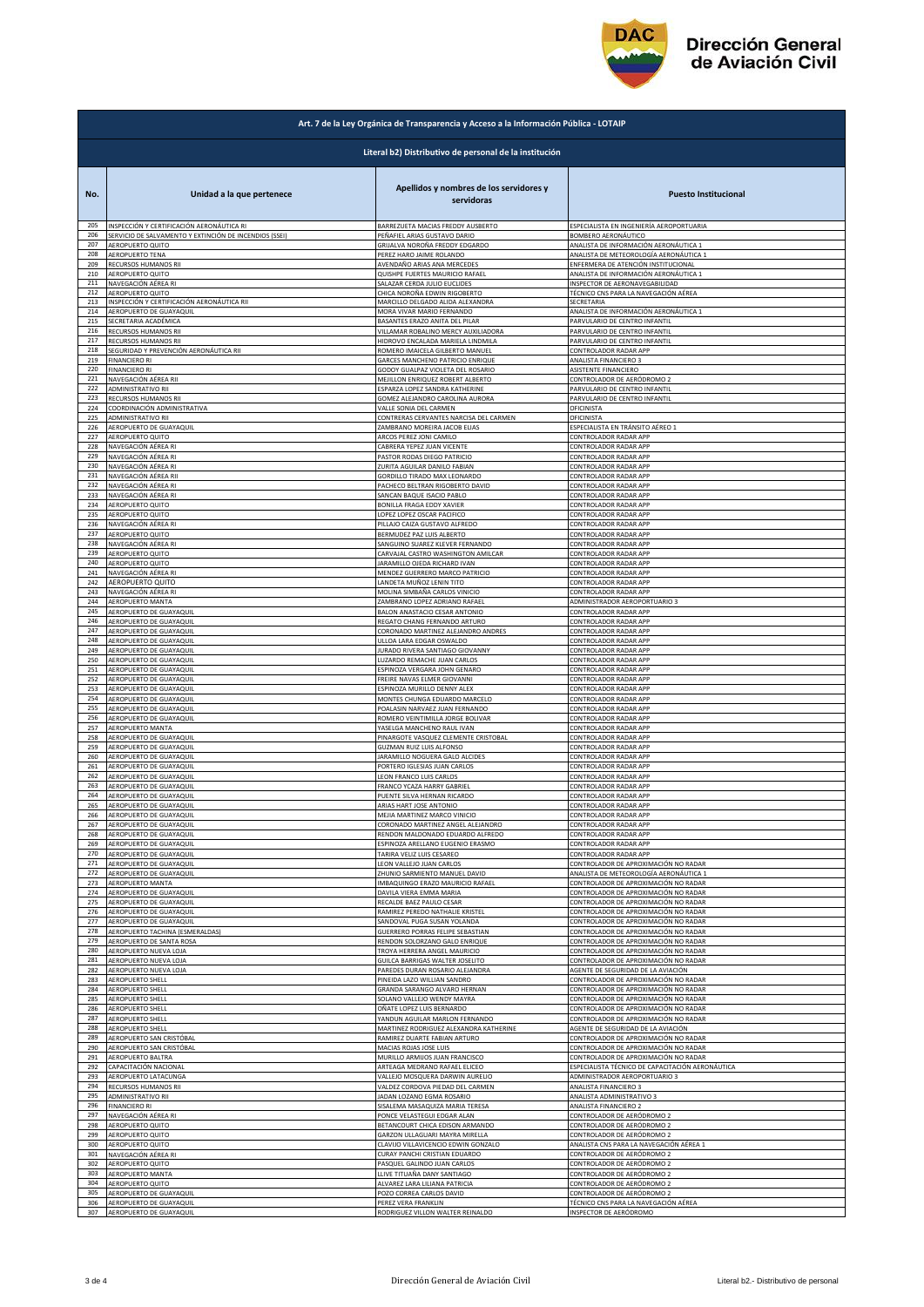# Dirección General de Aviación Civil

## Art. 7 de la Ley Orgánica de Transparencia y Acceso a la Información Pública - LOTAIP

### Literal b2) Distributivo de personal de la institución

| No. | Unidad a la que pertenece | Apellidos y nombres de los servidores y servidoras | Puesto Institucional |
|---|---|---|---|
| 205 | INSPECCIÓN Y CERTIFICACIÓN AERONÁUTICA RI | BARREZUETA MACIAS FREDDY AUSBERTO | ESPECIALISTA EN INGENIERÍA AEROPORTUARIA |
| 206 | SERVICIO DE SALVAMENTO Y EXTINCIÓN DE INCENDIOS (SSEI) | PEÑAFIEL ARIAS GUSTAVO DARIO | BOMBERO AERONÁUTICO |
| 207 | AEROPUERTO QUITO | GRIJALVA NOROÑA FREDDY EDGARDO | ANALISTA DE INFORMACIÓN AERONÁUTICA 1 |
| 208 | AEROPUERTO TENA | PEREZ HARO JAIME ROLANDO | ANALISTA DE METEOROLOGÍA AERONÁUTICA 1 |
| 209 | RECURSOS HUMANOS RII | AVENDAÑO ARIAS ANA MERCEDES | ENFERMERA DE ATENCIÓN INSTITUCIONAL |
| 210 | AEROPUERTO QUITO | QUISHPE FUERTES MAURICIO RAFAEL | ANALISTA DE INFORMACIÓN AERONÁUTICA 1 |
| 211 | NAVEGACIÓN AÉREA RI | SALAZAR CERDA JULIO EUCLIDES | INSPECTOR DE AERONAVEGABILIDAD |
| 212 | AEROPUERTO QUITO | CHICA NOROÑA EDWIN RIGOBERTO | TÉCNICO CNS PARA LA NAVEGACIÓN AÉREA |
| 213 | INSPECCIÓN Y CERTIFICACIÓN AERONÁUTICA RII | MARCILLO DELGADO ALIDA ALEXANDRA | SECRETARIA |
| 214 | AEROPUERTO DE GUAYAQUIL | MORA VIVAR MARIO FERNANDO | ANALISTA DE INFORMACIÓN AERONÁUTICA 1 |
| 215 | SECRETARIA ACADÉMICA | BASANTES ERAZO ANITA DEL PILAR | PARVULARIO DE CENTRO INFANTIL |
| 216 | RECURSOS HUMANOS RII | VILLAMAR ROBALINO MERCY AUXILIADORA | PARVULARIO DE CENTRO INFANTIL |
| 217 | RECURSOS HUMANOS RII | HIDROVO ENCALADA MARIELA LINDMILA | PARVULARIO DE CENTRO INFANTIL |
| 218 | SEGURIDAD Y PREVENCIÓN AERONÁUTICA RII | ROMERO IMAICELA GILBERTO MANUEL | CONTROLADOR RADAR APP |
| 219 | FINANCIERO RI | GARCES MANCHENO PATRICIO ENRIQUE | ANALISTA FINANCIERO 3 |
| 220 | FINANCIERO RI | GODOY GUALPAZ VIOLETA DEL ROSARIO | ASISTENTE FINANCIERO |
| 221 | NAVEGACIÓN AÉREA RII | MEJILLON ENRIQUEZ ROBERT ALBERTO | CONTROLADOR DE AERÓDROMO 2 |
| 222 | ADMINISTRATIVO RII | ESPARZA LOPEZ SANDRA KATHERINE | PARVULARIO DE CENTRO INFANTIL |
| 223 | RECURSOS HUMANOS RII | GOMEZ ALEJANDRO CAROLINA AURORA | PARVULARIO DE CENTRO INFANTIL |
| 224 | COORDINACIÓN ADMINISTRATIVA | VALLE SONIA DEL CARMEN | OFICINISTA |
| 225 | ADMINISTRATIVO RII | CONTRERAS CERVANTES NARCISA DEL CARMEN | OFICINISTA |
| 226 | AEROPUERTO DE GUAYAQUIL | ZAMBRANO MOREIRA JACOB ELIAS | ESPECIALISTA EN TRÁNSITO AÉREO 1 |
| 227 | AEROPUERTO QUITO | ARCOS PEREZ JONI CAMILO | CONTROLADOR RADAR APP |
| 228 | NAVEGACIÓN AÉREA RI | CABRERA YEPEZ JUAN VICENTE | CONTROLADOR RADAR APP |
| 229 | NAVEGACIÓN AÉREA RI | PASTOR RODAS DIEGO PATRICIO | CONTROLADOR RADAR APP |
| 230 | NAVEGACIÓN AÉREA RI | ZURITA AGUILAR DANILO FABIAN | CONTROLADOR RADAR APP |
| 231 | NAVEGACIÓN AÉREA RII | GORDILLO TIRADO MAX LEONARDO | CONTROLADOR RADAR APP |
| 232 | NAVEGACIÓN AÉREA RI | PACHECO BELTRAN RIGOBERTO DAVID | CONTROLADOR RADAR APP |
| 233 | NAVEGACIÓN AÉREA RI | SANCAN BAQUE ISACIO PABLO | CONTROLADOR RADAR APP |
| 234 | AEROPUERTO QUITO | BONILLA FRAGA EDDY XAVIER | CONTROLADOR RADAR APP |
| 235 | AEROPUERTO QUITO | LOPEZ LOPEZ OSCAR PACIFICO | CONTROLADOR RADAR APP |
| 236 | NAVEGACIÓN AÉREA RI | PILLAJO CAIZA GUSTAVO ALFREDO | CONTROLADOR RADAR APP |
| 237 | AEROPUERTO QUITO | BERMUDEZ PAZ LUIS ALBERTO | CONTROLADOR RADAR APP |
| 238 | NAVEGACIÓN AÉREA RI | SANGUINO SUAREZ KLEVER FERNANDO | CONTROLADOR RADAR APP |
| 239 | AEROPUERTO QUITO | CARVAJAL CASTRO WASHINGTON AMILCAR | CONTROLADOR RADAR APP |
| 240 | AEROPUERTO QUITO | JARAMILLO OJEDA RICHARD IVAN | CONTROLADOR RADAR APP |
| 241 | NAVEGACIÓN AÉREA RI | MENDEZ GUERRERO MARCO PATRICIO | CONTROLADOR RADAR APP |
| 242 | AEROPUERTO QUITO | LANDETA MUÑOZ LENIN TITO | CONTROLADOR RADAR APP |
| 243 | NAVEGACIÓN AÉREA RI | MOLINA SIMBAÑA CARLOS VINICIO | CONTROLADOR RADAR APP |
| 244 | AEROPUERTO MANTA | ZAMBRANO LOPEZ ADRIANO RAFAEL | ADMINISTRADOR AEROPORTUARIO 3 |
| 245 | AEROPUERTO DE GUAYAQUIL | BALON ANASTACIO CESAR ANTONIO | CONTROLADOR RADAR APP |
| 246 | AEROPUERTO DE GUAYAQUIL | REGATO CHANG FERNANDO ARTURO | CONTROLADOR RADAR APP |
| 247 | AEROPUERTO DE GUAYAQUIL | CORONADO MARTINEZ ALEJANDRO ANDRES | CONTROLADOR RADAR APP |
| 248 | AEROPUERTO DE GUAYAQUIL | ULLOA LARA EDGAR OSWALDO | CONTROLADOR RADAR APP |
| 249 | AEROPUERTO DE GUAYAQUIL | JURADO RIVERA SANTIAGO GIOVANNY | CONTROLADOR RADAR APP |
| 250 | AEROPUERTO DE GUAYAQUIL | LUZARDO REMACHE JUAN CARLOS | CONTROLADOR RADAR APP |
| 251 | AEROPUERTO DE GUAYAQUIL | ESPINOZA VERGARA JOHN GENARO | CONTROLADOR RADAR APP |
| 252 | AEROPUERTO DE GUAYAQUIL | FREIRE NAVAS ELMER GIOVANNI | CONTROLADOR RADAR APP |
| 253 | AEROPUERTO DE GUAYAQUIL | ESPINOZA MURILLO DENNY ALEX | CONTROLADOR RADAR APP |
| 254 | AEROPUERTO DE GUAYAQUIL | MONTES CHUNGA EDUARDO MARCELO | CONTROLADOR RADAR APP |
| 255 | AEROPUERTO DE GUAYAQUIL | POALASIN NARVAEZ JUAN FERNANDO | CONTROLADOR RADAR APP |
| 256 | AEROPUERTO DE GUAYAQUIL | ROMERO VEINTIMILLA JORGE BOLIVAR | CONTROLADOR RADAR APP |
| 257 | AEROPUERTO MANTA | YASELGA MANCHENO RAUL IVAN | CONTROLADOR RADAR APP |
| 258 | AEROPUERTO DE GUAYAQUIL | PINARGOTE VASQUEZ CLEMENTE CRISTOBAL | CONTROLADOR RADAR APP |
| 259 | AEROPUERTO DE GUAYAQUIL | GUZMAN RUIZ LUIS ALFONSO | CONTROLADOR RADAR APP |
| 260 | AEROPUERTO DE GUAYAQUIL | JARAMILLO NOGUERA GALO ALCIDES | CONTROLADOR RADAR APP |
| 261 | AEROPUERTO DE GUAYAQUIL | PORTERO IGLESIAS JUAN CARLOS | CONTROLADOR RADAR APP |
| 262 | AEROPUERTO DE GUAYAQUIL | LEON FRANCO LUIS CARLOS | CONTROLADOR RADAR APP |
| 263 | AEROPUERTO DE GUAYAQUIL | FRANCO YCAZA HARRY GABRIEL | CONTROLADOR RADAR APP |
| 264 | AEROPUERTO DE GUAYAQUIL | PUENTE SILVA HERNAN RICARDO | CONTROLADOR RADAR APP |
| 265 | AEROPUERTO DE GUAYAQUIL | ARIAS HART JOSE ANTONIO | CONTROLADOR RADAR APP |
| 266 | AEROPUERTO DE GUAYAQUIL | MEJIA MARTINEZ MARCO VINICIO | CONTROLADOR RADAR APP |
| 267 | AEROPUERTO DE GUAYAQUIL | CORONADO MARTINEZ ANGEL ALEJANDRO | CONTROLADOR RADAR APP |
| 268 | AEROPUERTO DE GUAYAQUIL | RENDON MALDONADO EDUARDO ALFREDO | CONTROLADOR RADAR APP |
| 269 | AEROPUERTO DE GUAYAQUIL | ESPINOZA ARELLANO EUGENIO ERASMO | CONTROLADOR RADAR APP |
| 270 | AEROPUERTO DE GUAYAQUIL | TARIRA VELIZ LUIS CESAREO | CONTROLADOR RADAR APP |
| 271 | AEROPUERTO DE GUAYAQUIL | LEON VALLEJO JUAN CARLOS | CONTROLADOR DE APROXIMACIÓN NO RADAR |
| 272 | AEROPUERTO DE GUAYAQUIL | ZHUNIO SARMIENTO MANUEL DAVID | ANALISTA DE METEOROLOGÍA AERONÁUTICA 1 |
| 273 | AEROPUERTO MANTA | IMBAQUINGO ERAZO MAURICIO RAFAEL | CONTROLADOR DE APROXIMACIÓN NO RADAR |
| 274 | AEROPUERTO DE GUAYAQUIL | DAVILA VIERA EMMA MARIA | CONTROLADOR DE APROXIMACIÓN NO RADAR |
| 275 | AEROPUERTO DE GUAYAQUIL | RECALDE BAEZ PAULO CESAR | CONTROLADOR DE APROXIMACIÓN NO RADAR |
| 276 | AEROPUERTO DE GUAYAQUIL | RAMIREZ PEREDO NATHALIE KRISTEL | CONTROLADOR DE APROXIMACIÓN NO RADAR |
| 277 | AEROPUERTO DE GUAYAQUIL | SANDOVAL PUGA SUSAN YOLANDA | CONTROLADOR DE APROXIMACIÓN NO RADAR |
| 278 | AEROPUERTO TACHINA (ESMERALDAS) | GUERRERO PORRAS FELIPE SEBASTIAN | CONTROLADOR DE APROXIMACIÓN NO RADAR |
| 279 | AEROPUERTO DE SANTA ROSA | RENDON SOLORZANO GALO ENRIQUE | CONTROLADOR DE APROXIMACIÓN NO RADAR |
| 280 | AEROPUERTO NUEVA LOJA | TROYA HERRERA ANGEL MAURICIO | CONTROLADOR DE APROXIMACIÓN NO RADAR |
| 281 | AEROPUERTO NUEVA LOJA | GUILCA BARRIGAS WALTER JOSELITO | CONTROLADOR DE APROXIMACIÓN NO RADAR |
| 282 | AEROPUERTO NUEVA LOJA | PAREDES DURAN ROSARIO ALEJANDRA | AGENTE DE SEGURIDAD DE LA AVIACIÓN |
| 283 | AEROPUERTO SHELL | PINEIDA LAZO WILLIAN SANDRO | CONTROLADOR DE APROXIMACIÓN NO RADAR |
| 284 | AEROPUERTO SHELL | GRANDA SARANGO ALVARO HERNAN | CONTROLADOR DE APROXIMACIÓN NO RADAR |
| 285 | AEROPUERTO SHELL | SOLANO VALLEJO WENDY MAYRA | CONTROLADOR DE APROXIMACIÓN NO RADAR |
| 286 | AEROPUERTO SHELL | OÑATE LOPEZ LUIS BERNARDO | CONTROLADOR DE APROXIMACIÓN NO RADAR |
| 287 | AEROPUERTO SHELL | YANDUN AGUILAR MARLON FERNANDO | CONTROLADOR DE APROXIMACIÓN NO RADAR |
| 288 | AEROPUERTO SHELL | MARTINEZ RODRIGUEZ ALEXANDRA KATHERINE | AGENTE DE SEGURIDAD DE LA AVIACIÓN |
| 289 | AEROPUERTO SAN CRISTÓBAL | RAMIREZ DUARTE FABIAN ARTURO | CONTROLADOR DE APROXIMACIÓN NO RADAR |
| 290 | AEROPUERTO SAN CRISTÓBAL | MACIAS ROJAS JOSE LUIS | CONTROLADOR DE APROXIMACIÓN NO RADAR |
| 291 | AEROPUERTO BALTRA | MURILLO ARMIJOS JUAN FRANCISCO | CONTROLADOR DE APROXIMACIÓN NO RADAR |
| 292 | CAPACITACIÓN NACIONAL | ARTEAGA MEDRANO RAFAEL ELICEO | ESPECIALISTA TÉCNICO DE CAPACITACIÓN AERONÁUTICA |
| 293 | AEROPUERTO LATACUNGA | VALLEJO MOSQUERA DARWIN AURELIO | ADMINISTRADOR AEROPORTUARIO 3 |
| 294 | RECURSOS HUMANOS RII | VALDEZ CORDOVA PIEDAD DEL CARMEN | ANALISTA FINANCIERO 3 |
| 295 | ADMINISTRATIVO RII | JADAN LOZANO EGMA ROSARIO | ANALISTA ADMINISTRATIVO 3 |
| 296 | FINANCIERO RI | SISALEMA MASAQUIZA MARIA TERESA | ANALISTA FINANCIERO 2 |
| 297 | NAVEGACIÓN AÉREA RI | PONCE VELASTEGUI EDGAR ALAN | CONTROLADOR DE AERÓDROMO 2 |
| 298 | AEROPUERTO QUITO | BETANCOURT CHICA EDISON ARMANDO | CONTROLADOR DE AERÓDROMO 2 |
| 299 | AEROPUERTO QUITO | GARZON ULLAGUARI MAYRA MIRELLA | CONTROLADOR DE AERÓDROMO 2 |
| 300 | AEROPUERTO QUITO | CLAVIJO VILLAVICENCIO EDWIN GONZALO | ANALISTA CNS PARA LA NAVEGACIÓN AÉREA 1 |
| 301 | NAVEGACIÓN AÉREA RI | CURAY PANCHI CRISTIAN EDUARDO | CONTROLADOR DE AERÓDROMO 2 |
| 302 | AEROPUERTO QUITO | PASQUEL GALINDO JUAN CARLOS | CONTROLADOR DE AERÓDROMO 2 |
| 303 | AEROPUERTO MANTA | LLIVE TITUAÑA DANY SANTIAGO | CONTROLADOR DE AERÓDROMO 2 |
| 304 | AEROPUERTO QUITO | ALVAREZ LARA LILIANA PATRICIA | CONTROLADOR DE AERÓDROMO 2 |
| 305 | AEROPUERTO DE GUAYAQUIL | POZO CORREA CARLOS DAVID | CONTROLADOR DE AERÓDROMO 2 |
| 306 | AEROPUERTO DE GUAYAQUIL | PEREZ VERA FRANKLIN | TÉCNICO CNS PARA LA NAVEGACIÓN AÉREA |
| 307 | AEROPUERTO DE GUAYAQUIL | RODRIGUEZ VILLON WALTER REINALDO | INSPECTOR DE AERÓDROMO |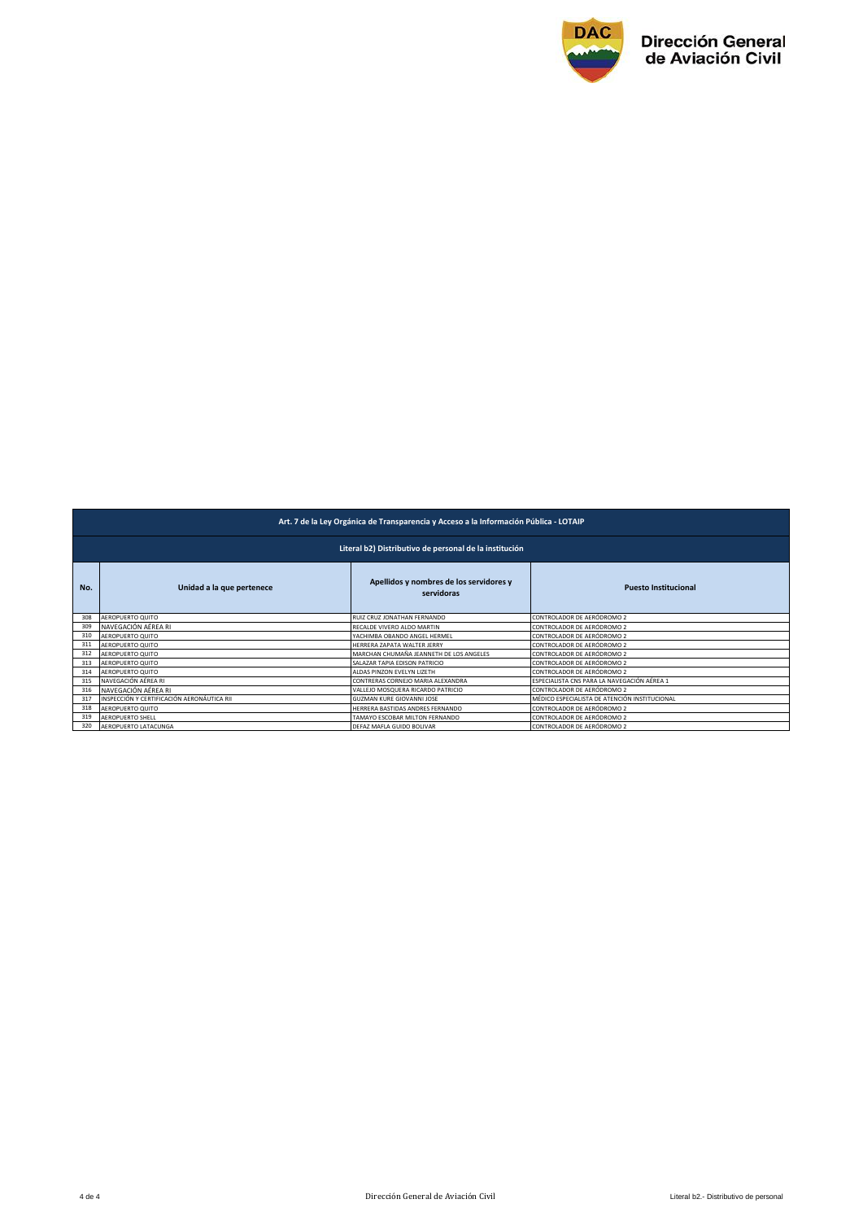| Art. 7 de la Ley Orgánica de Transparencia y Acceso a la Información Pública - LOTAIP | | | |
|---|---|---|---|
| Literal b2) Distributivo de personal de la institución | | | |
| **No.** | **Unidad a la que pertenece** | **Apellidos y nombres de los servidores y servidoras** | **Puesto Institucional** |
| 308 | AEROPUERTO QUITO | RUIZ CRUZ JONATHAN FERNANDO | CONTROLADOR DE AERÓDROMO 2 |
| 309 | NAVEGACIÓN AÉREA RI | RECALDE VIVERO ALDO MARTIN | CONTROLADOR DE AERÓDROMO 2 |
| 310 | AEROPUERTO QUITO | YACHIMBA OBANDO ANGEL HERMEL | CONTROLADOR DE AERÓDROMO 2 |
| 311 | AEROPUERTO QUITO | HERRERA ZAPATA WALTER JERRY | CONTROLADOR DE AERÓDROMO 2 |
| 312 | AEROPUERTO QUITO | MARCHAN CHUMAÑA JEANNETH DE LOS ANGELES | CONTROLADOR DE AERÓDROMO 2 |
| 313 | AEROPUERTO QUITO | SALAZAR TAPIA EDISON PATRICIO | CONTROLADOR DE AERÓDROMO 2 |
| 314 | AEROPUERTO QUITO | ALDAS PINZON EVELYN LIZETH | CONTROLADOR DE AERÓDROMO 2 |
| 315 | NAVEGACIÓN AÉREA RI | CONTRERAS CORNEJO MARIA ALEXANDRA | ESPECIALISTA CNS PARA LA NAVEGACIÓN AÉREA 1 |
| 316 | NAVEGACIÓN AÉREA RI | VALLEJO MOSQUERA RICARDO PATRICIO | CONTROLADOR DE AERÓDROMO 2 |
| 317 | INSPECCIÓN Y CERTIFICACIÓN AERONÁUTICA RII | GUZMAN KURE GIOVANNI JOSE | MÉDICO ESPECIALISTA DE ATENCIÓN INSTITUCIONAL |
| 318 | AEROPUERTO QUITO | HERRERA BASTIDAS ANDRES FERNANDO | CONTROLADOR DE AERÓDROMO 2 |
| 319 | AEROPUERTO SHELL | TAMAYO ESCOBAR MILTON FERNANDO | CONTROLADOR DE AERÓDROMO 2 |
| 320 | AEROPUERTO LATACUNGA | DEFAZ MAFLA GUIDO BOLIVAR | CONTROLADOR DE AERÓDROMO 2 |